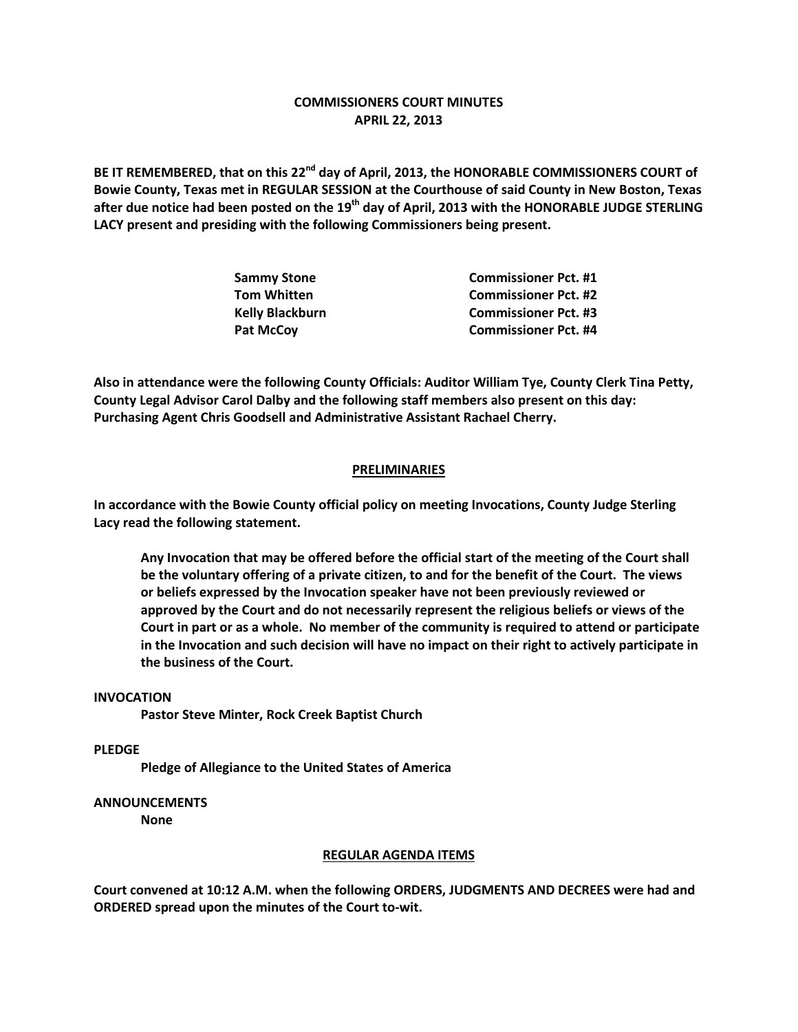# COMMISSIONERS COURT MINUTES
## APRIL 22, 2013

**BE IT REMEMBERED, that on this 22nd day of April, 2013, the HONORABLE COMMISSIONERS COURT of Bowie County, Texas met in REGULAR SESSION at the Courthouse of said County in New Boston, Texas after due notice had been posted on the 19th day of April, 2013 with the HONORABLE JUDGE STERLING LACY present and presiding with the following Commissioners being present.**

| | |
|---|---|
| **Sammy Stone** | **Commissioner Pct. #1** |
| **Tom Whitten** | **Commissioner Pct. #2** |
| **Kelly Blackburn** | **Commissioner Pct. #3** |
| **Pat McCoy** | **Commissioner Pct. #4** |

**Also in attendance were the following County Officials: Auditor William Tye, County Clerk Tina Petty, County Legal Advisor Carol Dalby and the following staff members also present on this day: Purchasing Agent Chris Goodsell and Administrative Assistant Rachael Cherry.**

## PRELIMINARIES

**In accordance with the Bowie County official policy on meeting Invocations, County Judge Sterling Lacy read the following statement.**

> **Any Invocation that may be offered before the official start of the meeting of the Court shall be the voluntary offering of a private citizen, to and for the benefit of the Court. The views or beliefs expressed by the Invocation speaker have not been previously reviewed or approved by the Court and do not necessarily represent the religious beliefs or views of the Court in part or as a whole. No member of the community is required to attend or participate in the Invocation and such decision will have no impact on their right to actively participate in the business of the Court.**

**INVOCATION**

**Pastor Steve Minter, Rock Creek Baptist Church**

**PLEDGE**

**Pledge of Allegiance to the United States of America**

**ANNOUNCEMENTS**

**None**

## REGULAR AGENDA ITEMS

**Court convened at 10:12 A.M. when the following ORDERS, JUDGMENTS AND DECREES were had and ORDERED spread upon the minutes of the Court to-wit.**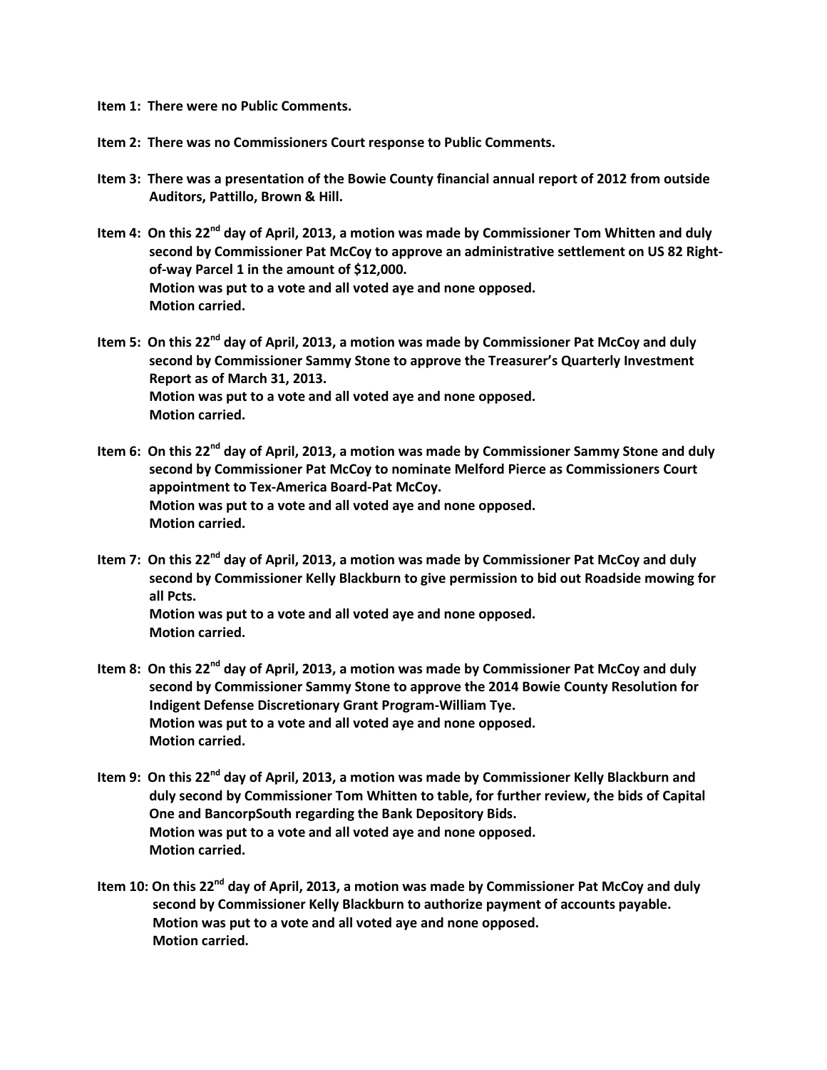**Item 1: There were no Public Comments.**

**Item 2: There was no Commissioners Court response to Public Comments.**

**Item 3: There was a presentation of the Bowie County financial annual report of 2012 from outside Auditors, Pattillo, Brown & Hill.**

**Item 4: On this 22nd day of April, 2013, a motion was made by Commissioner Tom Whitten and duly second by Commissioner Pat McCoy to approve an administrative settlement on US 82 Right-of-way Parcel 1 in the amount of $12,000.**
**Motion was put to a vote and all voted aye and none opposed.**
**Motion carried.**

**Item 5: On this 22nd day of April, 2013, a motion was made by Commissioner Pat McCoy and duly second by Commissioner Sammy Stone to approve the Treasurer's Quarterly Investment Report as of March 31, 2013.**
**Motion was put to a vote and all voted aye and none opposed.**
**Motion carried.**

**Item 6: On this 22nd day of April, 2013, a motion was made by Commissioner Sammy Stone and duly second by Commissioner Pat McCoy to nominate Melford Pierce as Commissioners Court appointment to Tex-America Board-Pat McCoy.**
**Motion was put to a vote and all voted aye and none opposed.**
**Motion carried.**

**Item 7: On this 22nd day of April, 2013, a motion was made by Commissioner Pat McCoy and duly second by Commissioner Kelly Blackburn to give permission to bid out Roadside mowing for all Pcts.**
**Motion was put to a vote and all voted aye and none opposed.**
**Motion carried.**

**Item 8: On this 22nd day of April, 2013, a motion was made by Commissioner Pat McCoy and duly second by Commissioner Sammy Stone to approve the 2014 Bowie County Resolution for Indigent Defense Discretionary Grant Program-William Tye.**
**Motion was put to a vote and all voted aye and none opposed.**
**Motion carried.**

**Item 9: On this 22nd day of April, 2013, a motion was made by Commissioner Kelly Blackburn and duly second by Commissioner Tom Whitten to table, for further review, the bids of Capital One and BancorpSouth regarding the Bank Depository Bids.**
**Motion was put to a vote and all voted aye and none opposed.**
**Motion carried.**

**Item 10: On this 22nd day of April, 2013, a motion was made by Commissioner Pat McCoy and duly second by Commissioner Kelly Blackburn to authorize payment of accounts payable.**
**Motion was put to a vote and all voted aye and none opposed.**
**Motion carried.**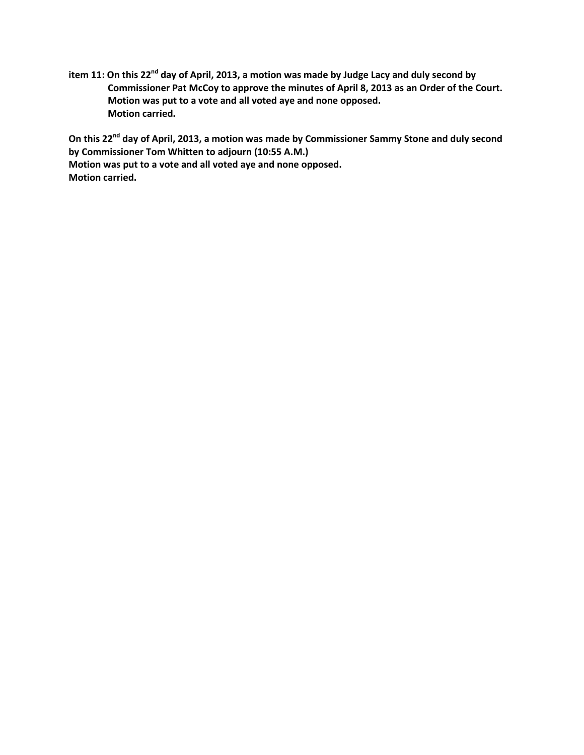**item 11: On this 22nd day of April, 2013, a motion was made by Judge Lacy and duly second by Commissioner Pat McCoy to approve the minutes of April 8, 2013 as an Order of the Court.**
**Motion was put to a vote and all voted aye and none opposed.**
**Motion carried.**

**On this 22nd day of April, 2013, a motion was made by Commissioner Sammy Stone and duly second by Commissioner Tom Whitten to adjourn (10:55 A.M.)**
**Motion was put to a vote and all voted aye and none opposed.**
**Motion carried.**